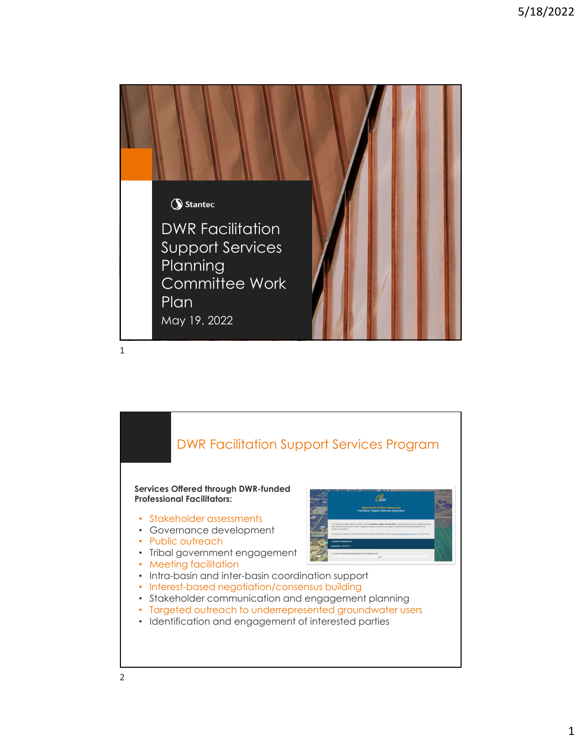Stantec

# DWR Facilitation Support Services Planning Committee Work Plan

May 19, 2022

## DWR Facilitation Support Services Program

**Services Offered through DWR-funded Professional Facilitators:**

- Stakeholder assessments
- Governance development
- Public outreach
- Tribal government engagement
- Meeting facilitation
- Intra-basin and inter-basin coordination support
- Interest-based negotiation/consensus building
- Stakeholder communication and engagement planning
- Targeted outreach to underrepresented groundwater users
- Identification and engagement of interested parties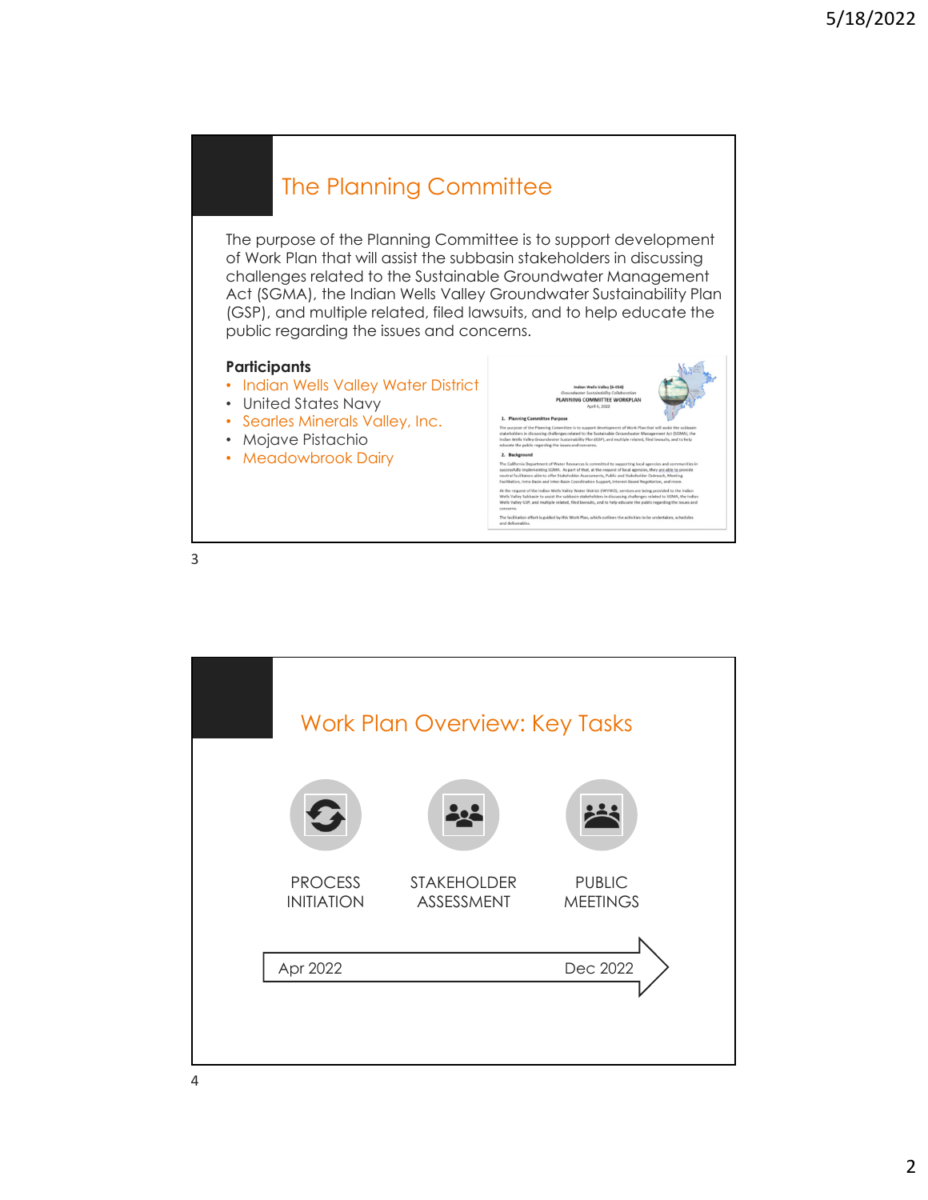## The Planning Committee

The purpose of the Planning Committee is to support development of Work Plan that will assist the subbasin stakeholders in discussing challenges related to the Sustainable Groundwater Management Act (SGMA), the Indian Wells Valley Groundwater Sustainability Plan (GSP), and multiple related, filed lawsuits, and to help educate the public regarding the issues and concerns.

**Participants**

- Indian Wells Valley Water District
- United States Navy
- Searles Minerals Valley, Inc.
- Mojave Pistachio
- Meadowbrook Dairy

## Work Plan Overview: Key Tasks

PROCESS INITIATION

STAKEHOLDER ASSESSMENT

PUBLIC MEETINGS

Apr 2022 → Dec 2022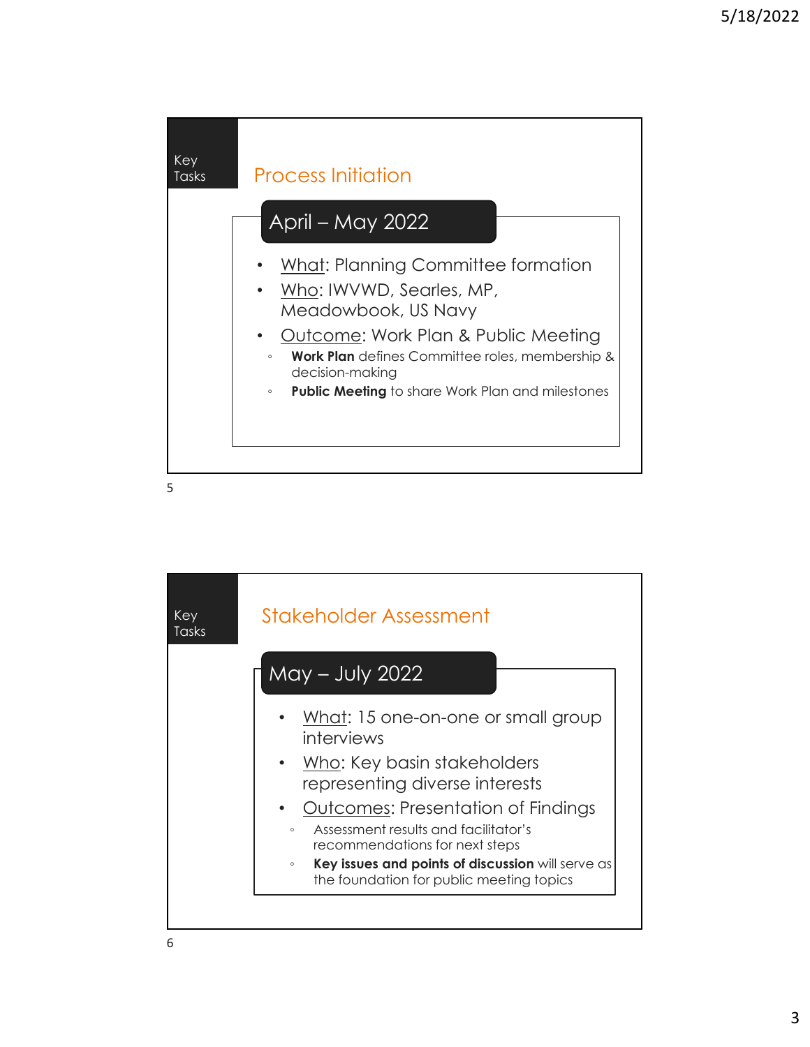Key Tasks

## Process Initiation

### April – May 2022

- What: Planning Committee formation
- Who: IWVWD, Searles, MP, Meadowbook, US Navy
- Outcome: Work Plan & Public Meeting
  - **Work Plan** defines Committee roles, membership & decision-making
  - **Public Meeting** to share Work Plan and milestones

Key Tasks

## Stakeholder Assessment

### May – July 2022

- What: 15 one-on-one or small group interviews
- Who: Key basin stakeholders representing diverse interests
- Outcomes: Presentation of Findings
  - Assessment results and facilitator's recommendations for next steps
  - **Key issues and points of discussion** will serve as the foundation for public meeting topics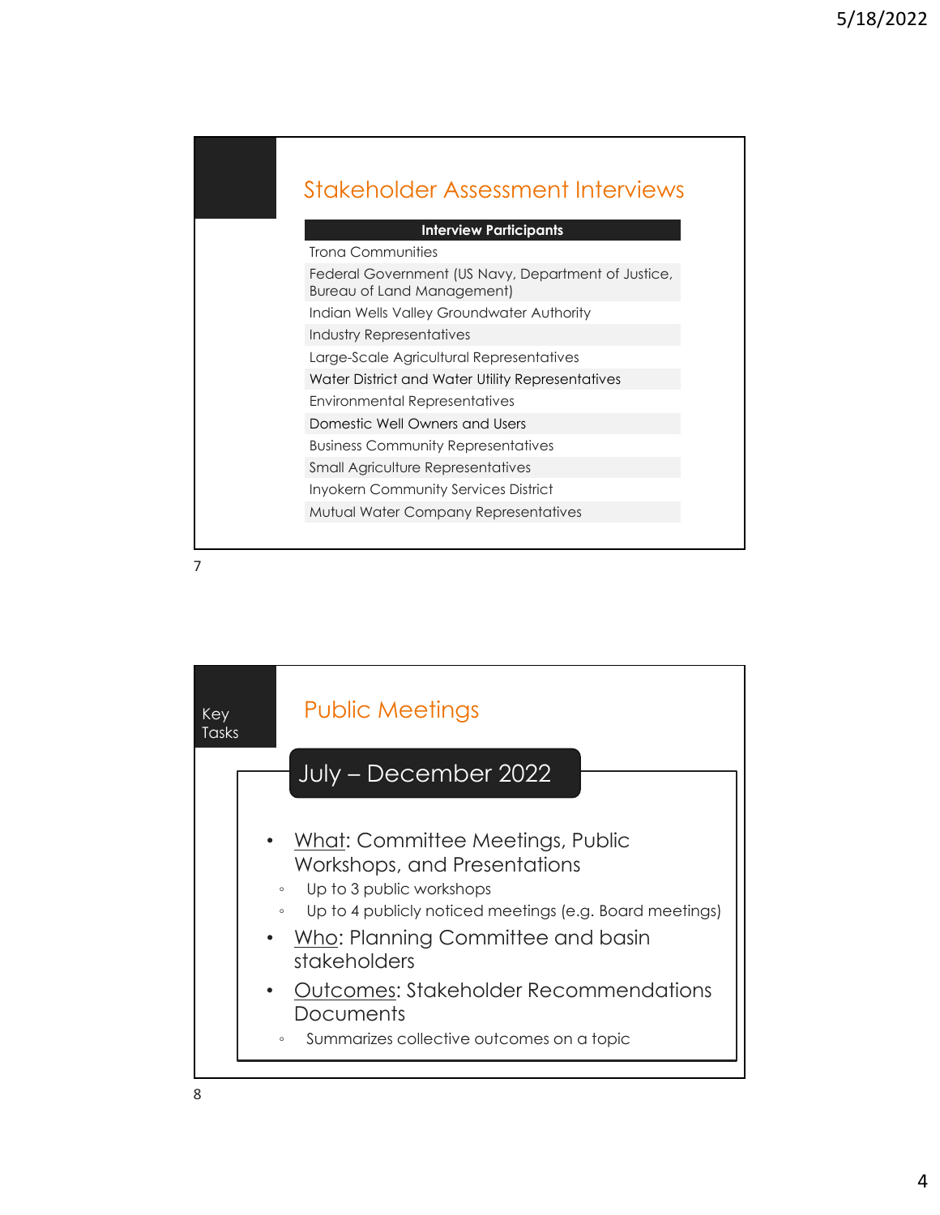## Stakeholder Assessment Interviews

| Interview Participants |
| --- |
| Trona Communities |
| Federal Government (US Navy, Department of Justice, Bureau of Land Management) |
| Indian Wells Valley Groundwater Authority |
| Industry Representatives |
| Large-Scale Agricultural Representatives |
| Water District and Water Utility Representatives |
| Environmental Representatives |
| Domestic Well Owners and Users |
| Business Community Representatives |
| Small Agriculture Representatives |
| Inyokern Community Services District |
| Mutual Water Company Representatives |

Key Tasks

## Public Meetings

### July – December 2022

- What: Committee Meetings, Public Workshops, and Presentations
  - Up to 3 public workshops
  - Up to 4 publicly noticed meetings (e.g. Board meetings)
- Who: Planning Committee and basin stakeholders
- Outcomes: Stakeholder Recommendations Documents
  - Summarizes collective outcomes on a topic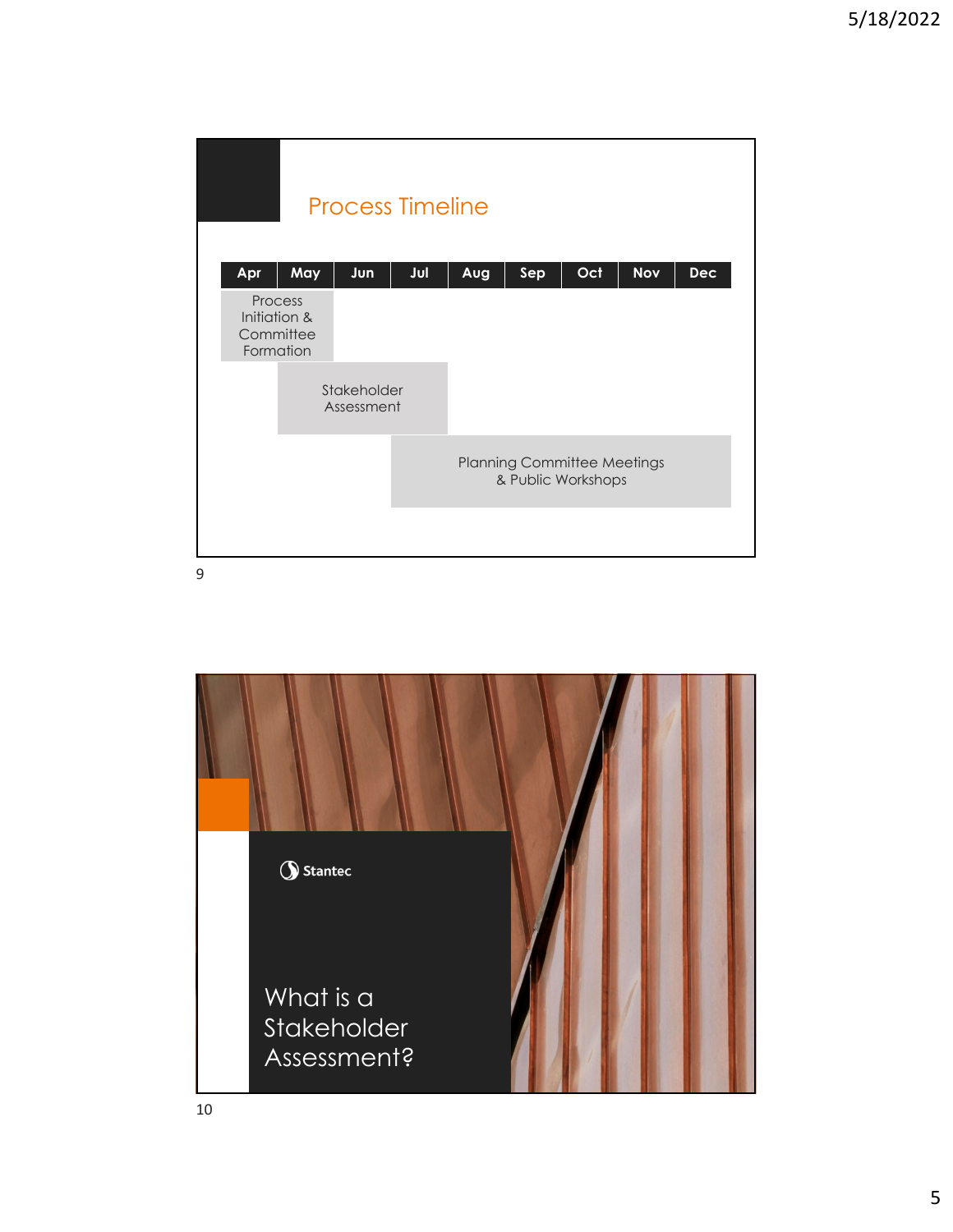## Process Timeline

| Apr | May | Jun | Jul | Aug | Sep | Oct | Nov | Dec |
|---|---|---|---|---|---|---|---|---|
| Process Initiation & Committee Formation | | | | | | | | |
| | Stakeholder Assessment | | | | | | | |
| | | | Planning Committee Meetings & Public Workshops | | | | | |

Stantec

## What is a Stakeholder Assessment?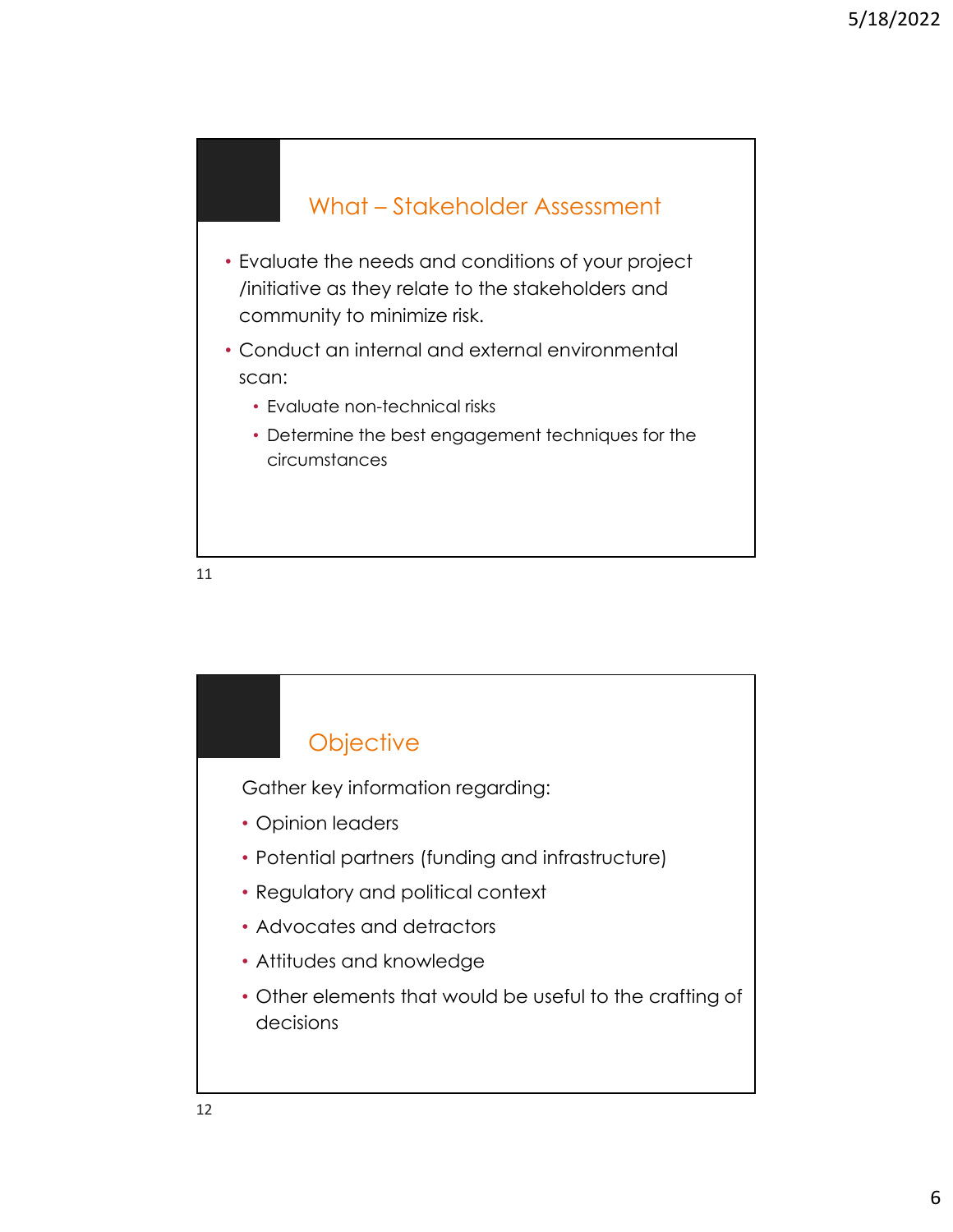## What – Stakeholder Assessment

- Evaluate the needs and conditions of your project /initiative as they relate to the stakeholders and community to minimize risk.
- Conduct an internal and external environmental scan:
  - Evaluate non-technical risks
  - Determine the best engagement techniques for the circumstances

## Objective

Gather key information regarding:

- Opinion leaders
- Potential partners (funding and infrastructure)
- Regulatory and political context
- Advocates and detractors
- Attitudes and knowledge
- Other elements that would be useful to the crafting of decisions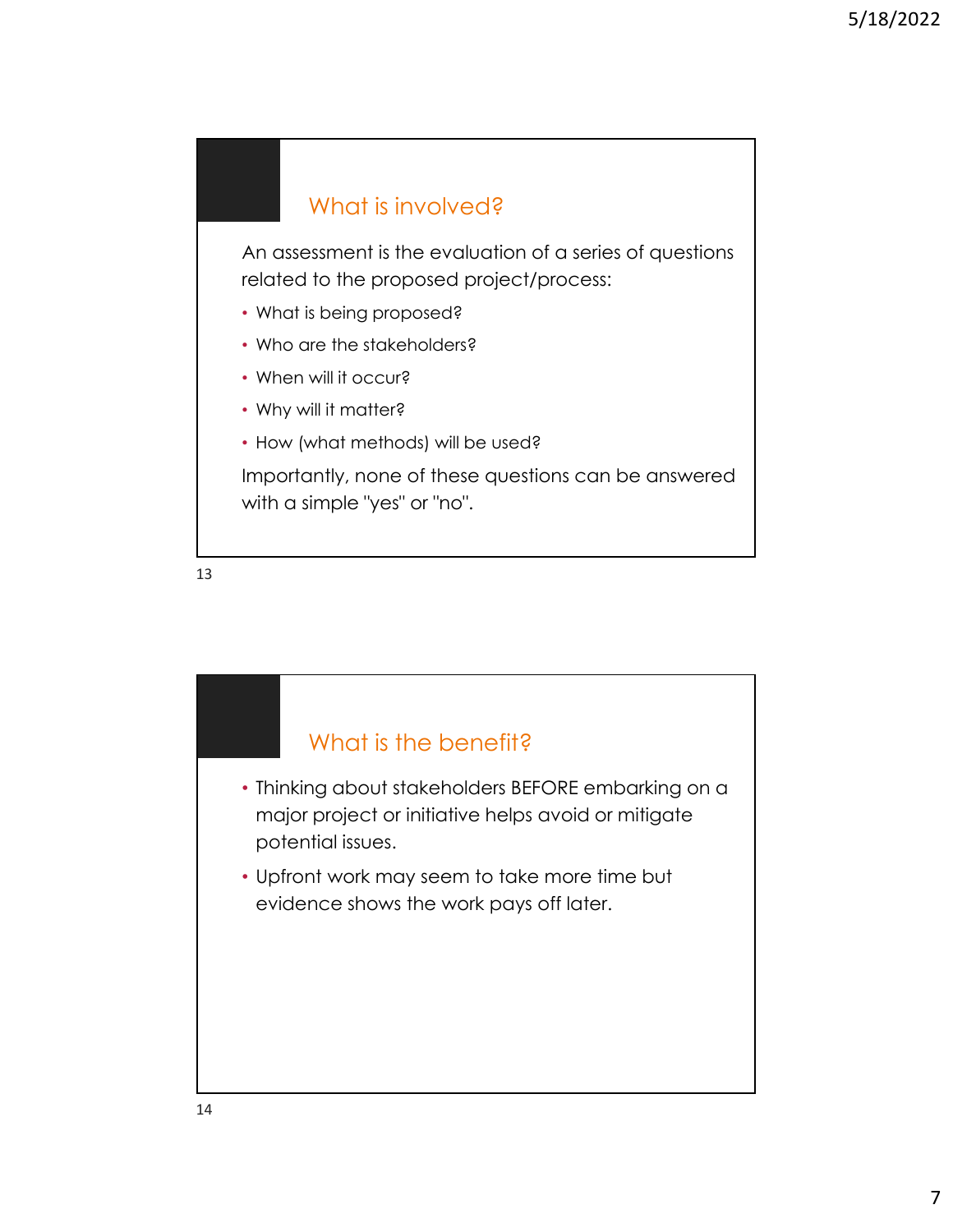## What is involved?

An assessment is the evaluation of a series of questions related to the proposed project/process:

- What is being proposed?
- Who are the stakeholders?
- When will it occur?
- Why will it matter?
- How (what methods) will be used?

Importantly, none of these questions can be answered with a simple "yes" or "no".

## What is the benefit?

- Thinking about stakeholders BEFORE embarking on a major project or initiative helps avoid or mitigate potential issues.
- Upfront work may seem to take more time but evidence shows the work pays off later.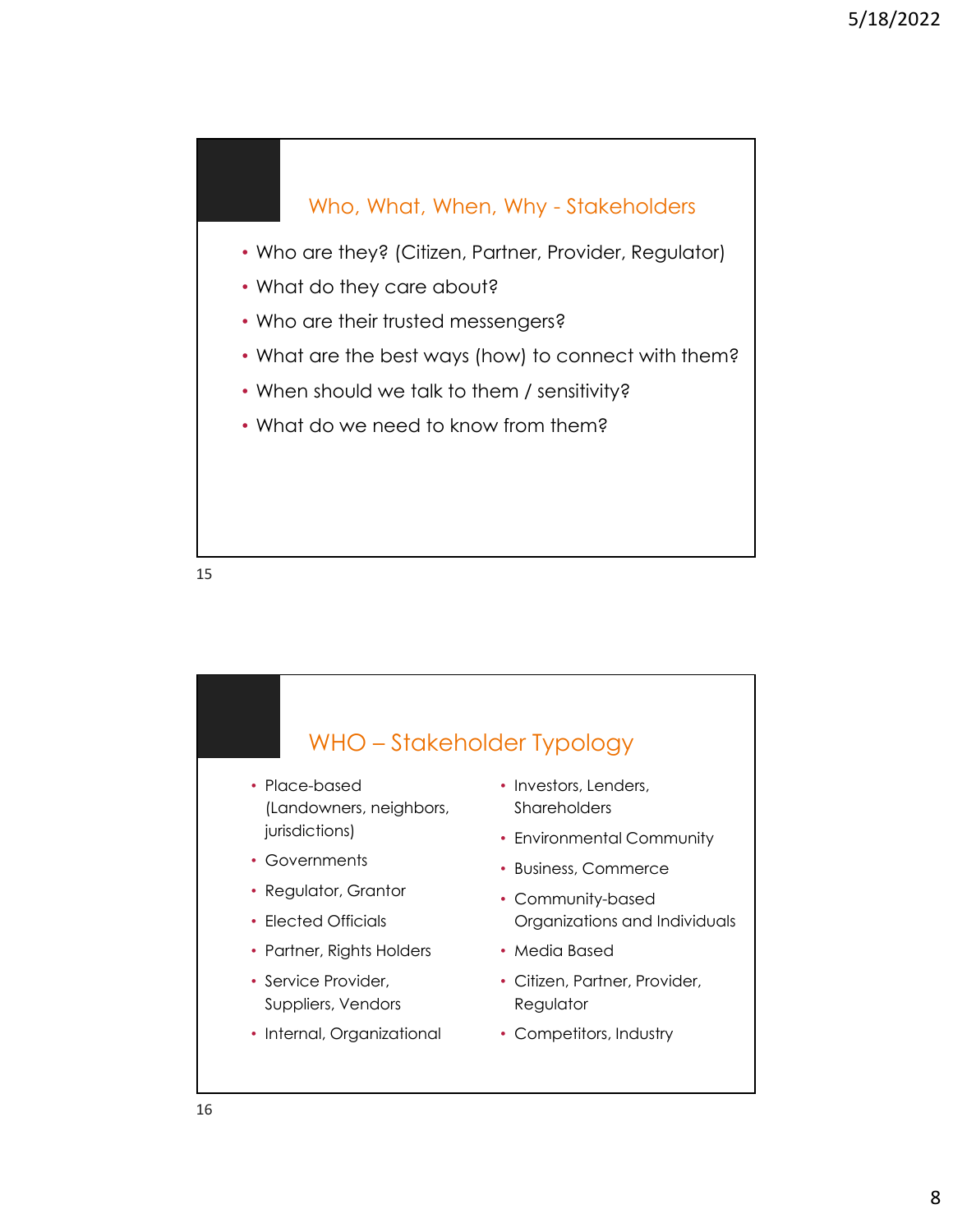## Who, What, When, Why - Stakeholders

- Who are they? (Citizen, Partner, Provider, Regulator)
- What do they care about?
- Who are their trusted messengers?
- What are the best ways (how) to connect with them?
- When should we talk to them / sensitivity?
- What do we need to know from them?

## WHO – Stakeholder Typology

- Place-based (Landowners, neighbors, jurisdictions)
- Governments
- Regulator, Grantor
- Elected Officials
- Partner, Rights Holders
- Service Provider, Suppliers, Vendors
- Internal, Organizational
- Investors, Lenders, Shareholders
- Environmental Community
- Business, Commerce
- Community-based Organizations and Individuals
- Media Based
- Citizen, Partner, Provider, Regulator
- Competitors, Industry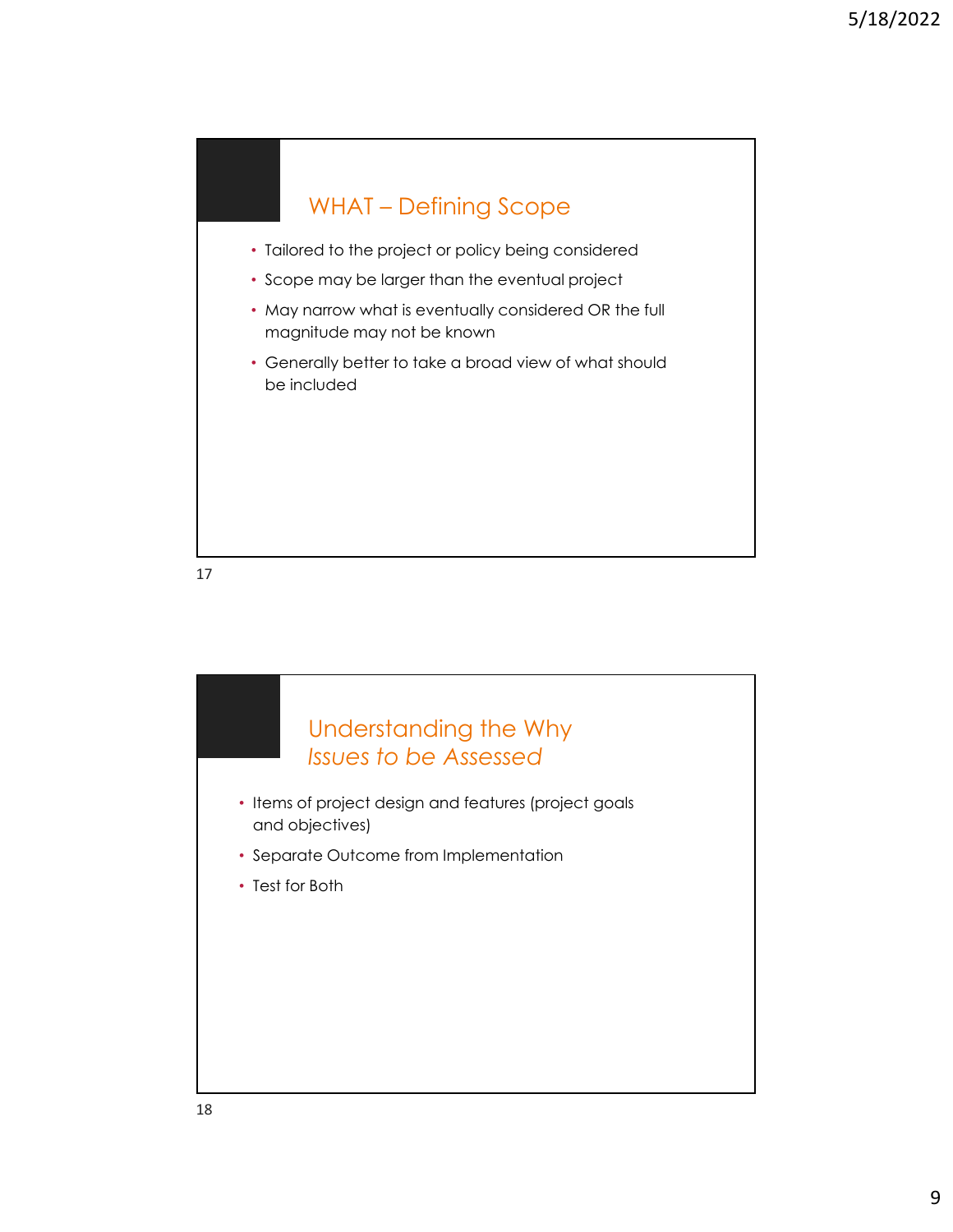## WHAT – Defining Scope

- Tailored to the project or policy being considered
- Scope may be larger than the eventual project
- May narrow what is eventually considered OR the full magnitude may not be known
- Generally better to take a broad view of what should be included

## Understanding the Why
### *Issues to be Assessed*

- Items of project design and features (project goals and objectives)
- Separate Outcome from Implementation
- Test for Both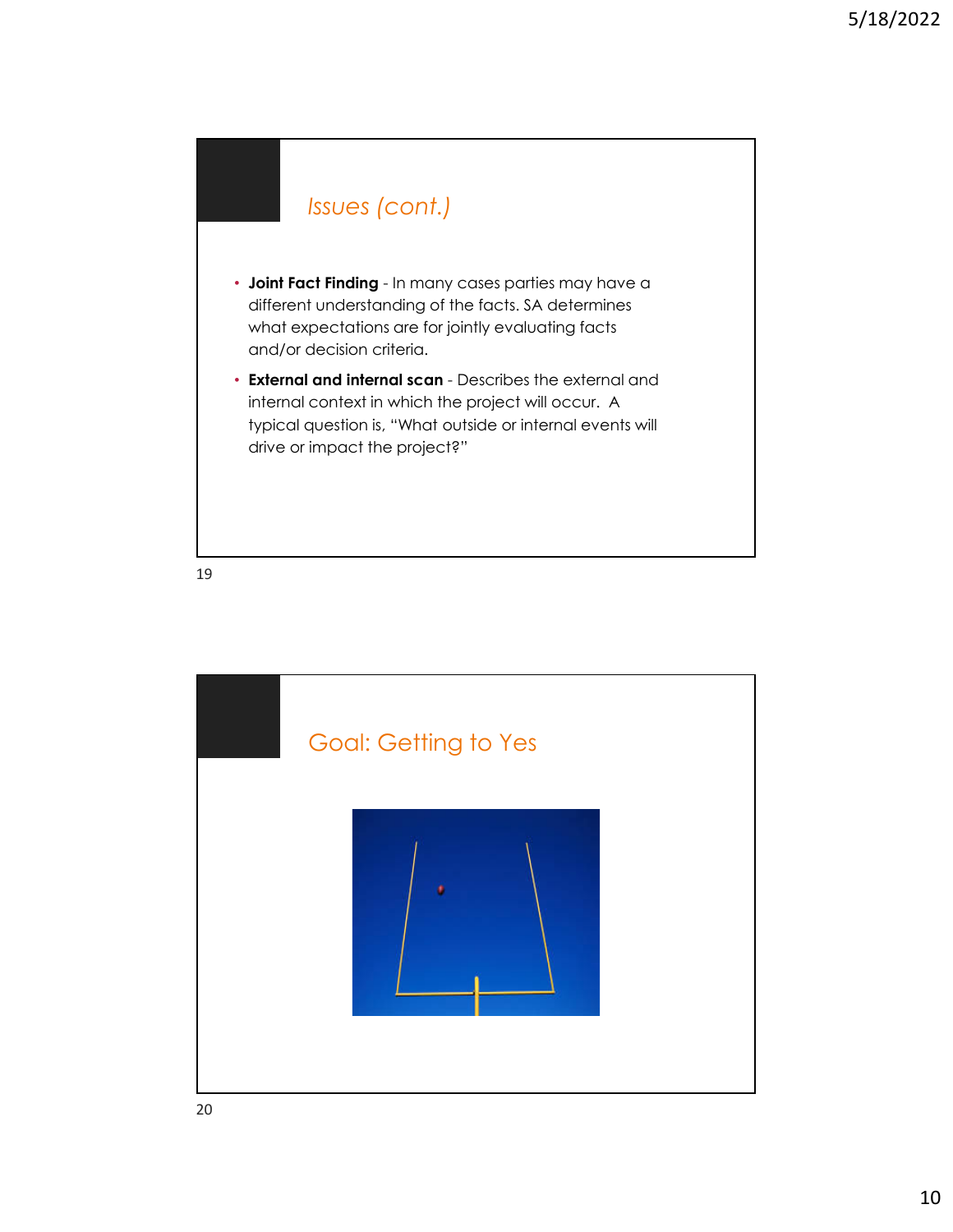## *Issues (cont.)*

- **Joint Fact Finding** - In many cases parties may have a different understanding of the facts. SA determines what expectations are for jointly evaluating facts and/or decision criteria.
- **External and internal scan** - Describes the external and internal context in which the project will occur. A typical question is, "What outside or internal events will drive or impact the project?"

## Goal: Getting to Yes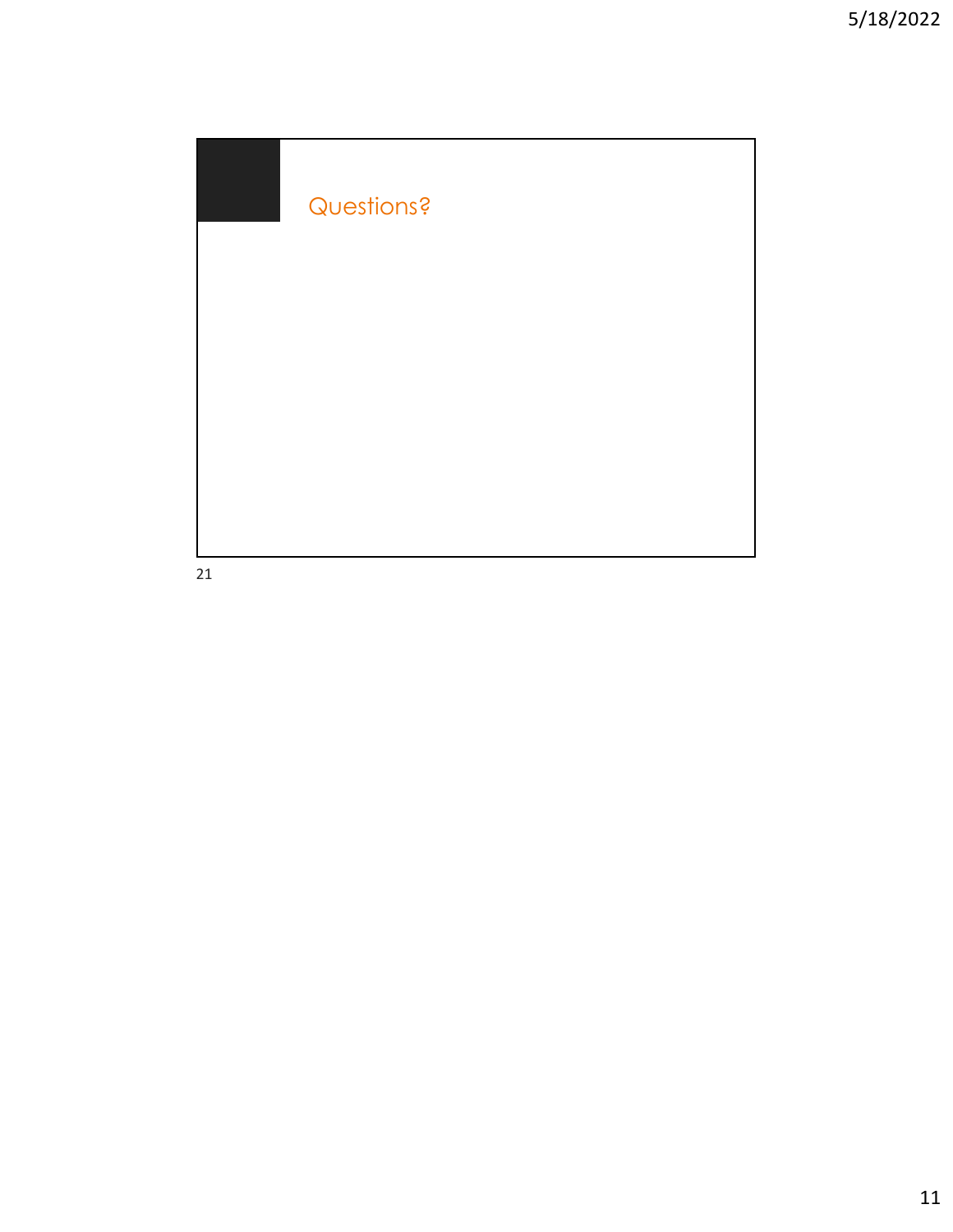## Questions?